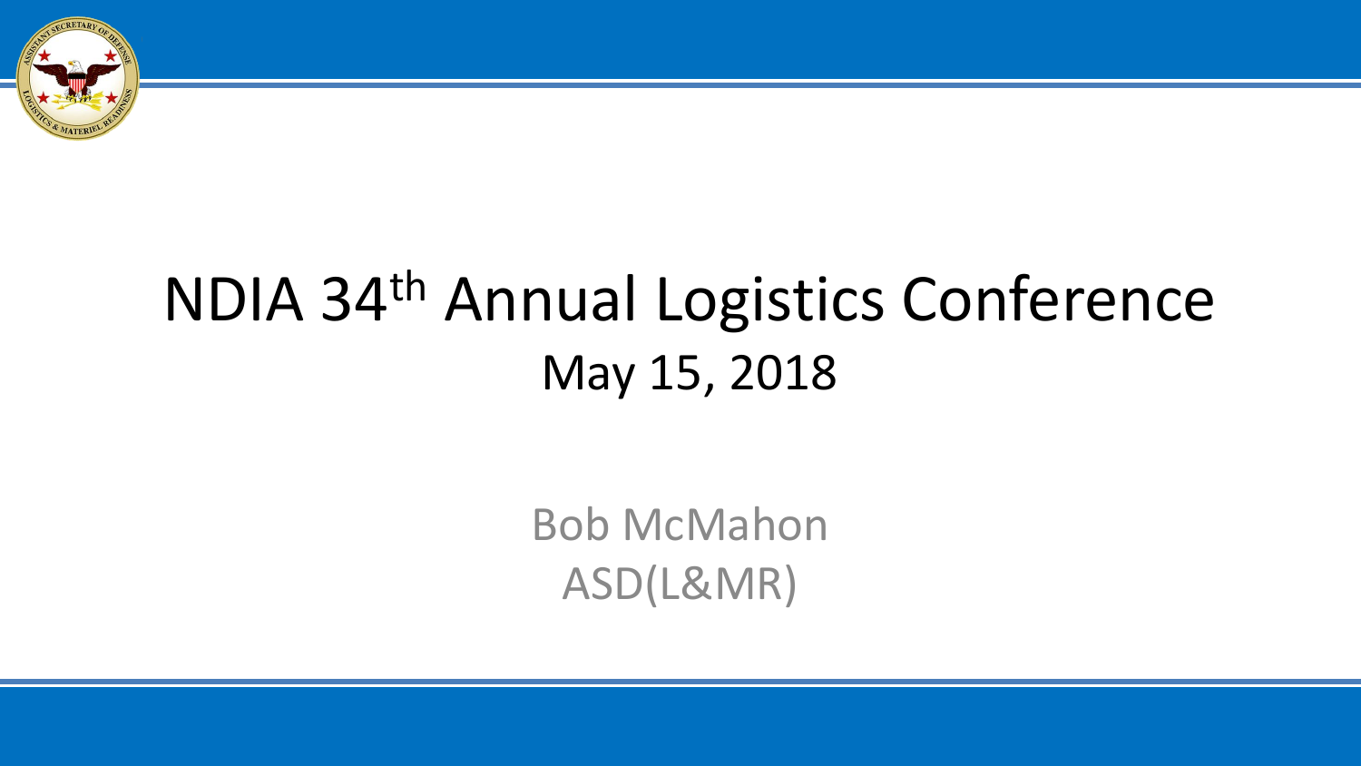# NDIA 34th Annual Logistics Conference

May 15, 2018

Bob McMahon

ASD(L&MR)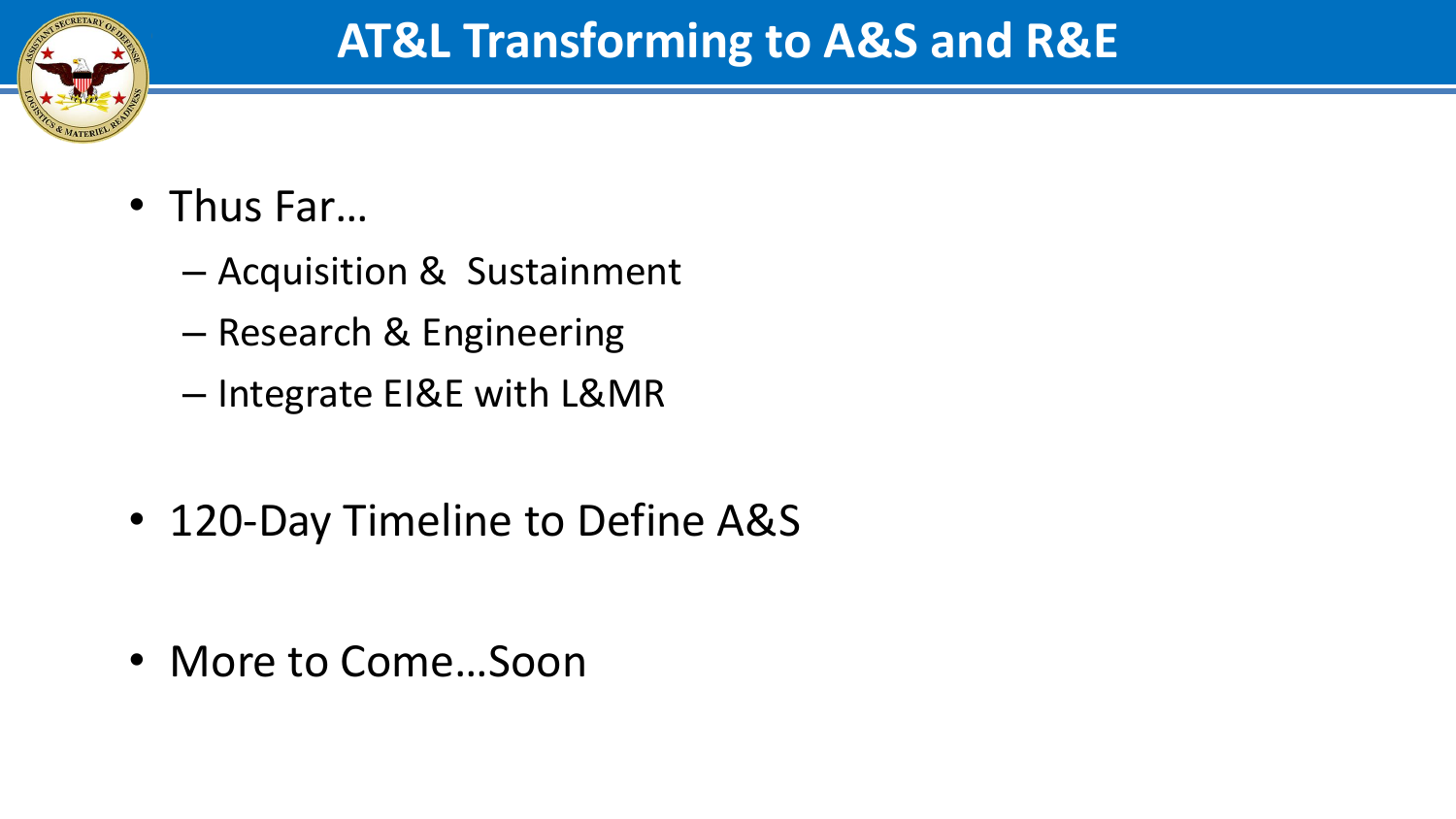# AT&L Transforming to A&S and R&E

- Thus Far…
  - Acquisition & Sustainment
  - Research & Engineering
  - Integrate EI&E with L&MR
- 120-Day Timeline to Define A&S
- More to Come…Soon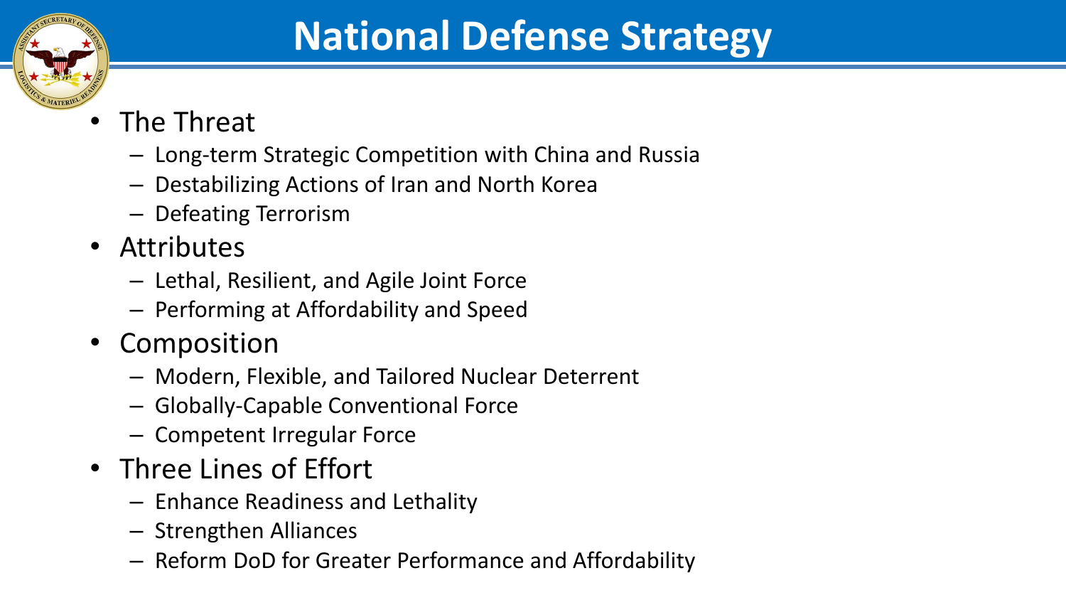# National Defense Strategy

- The Threat
  - Long-term Strategic Competition with China and Russia
  - Destabilizing Actions of Iran and North Korea
  - Defeating Terrorism
- Attributes
  - Lethal, Resilient, and Agile Joint Force
  - Performing at Affordability and Speed
- Composition
  - Modern, Flexible, and Tailored Nuclear Deterrent
  - Globally-Capable Conventional Force
  - Competent Irregular Force
- Three Lines of Effort
  - Enhance Readiness and Lethality
  - Strengthen Alliances
  - Reform DoD for Greater Performance and Affordability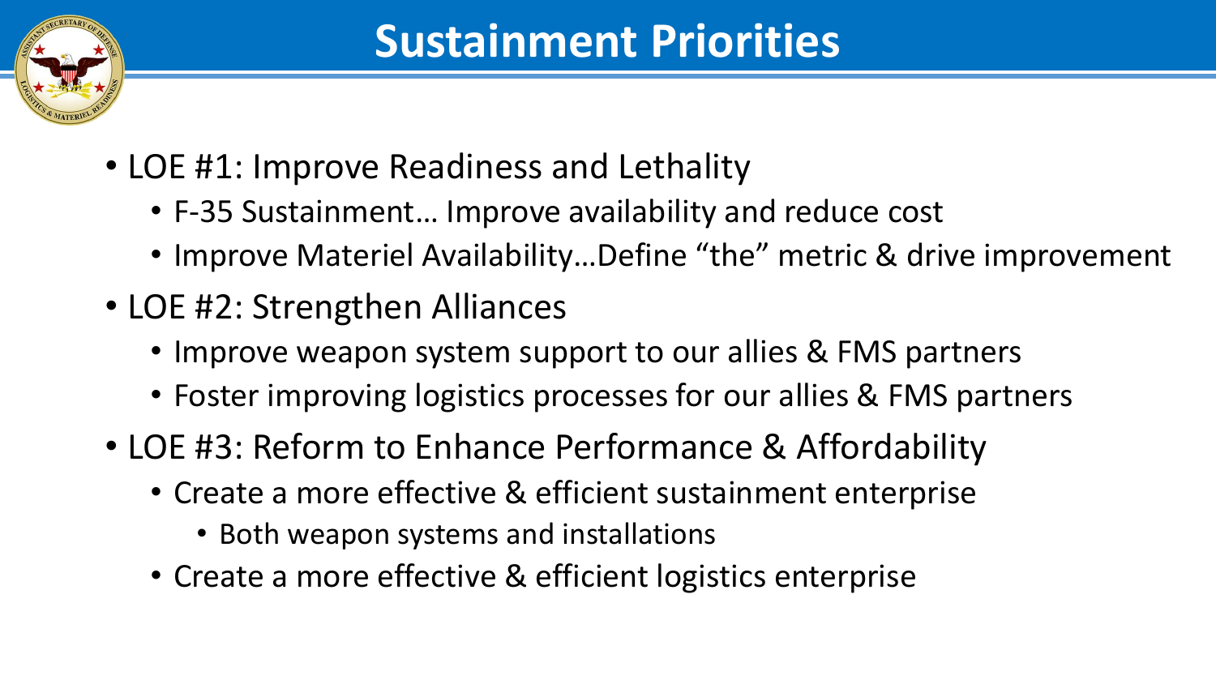# Sustainment Priorities

- LOE #1: Improve Readiness and Lethality
  - F-35 Sustainment… Improve availability and reduce cost
  - Improve Materiel Availability…Define “the” metric & drive improvement
- LOE #2: Strengthen Alliances
  - Improve weapon system support to our allies & FMS partners
  - Foster improving logistics processes for our allies & FMS partners
- LOE #3: Reform to Enhance Performance & Affordability
  - Create a more effective & efficient sustainment enterprise
    - Both weapon systems and installations
  - Create a more effective & efficient logistics enterprise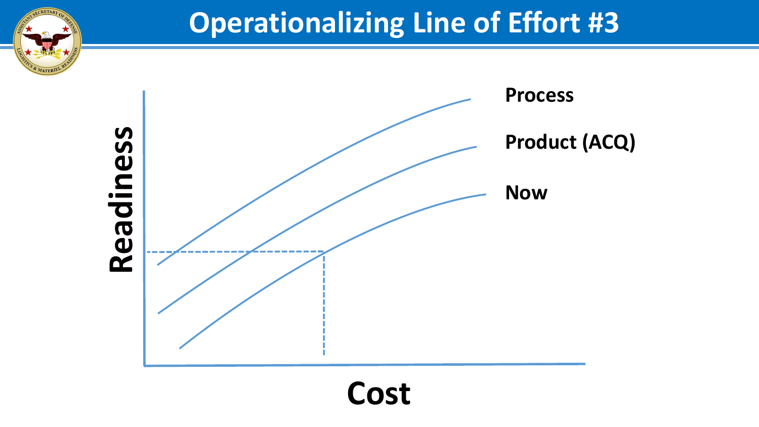# Operationalizing Line of Effort #3

Readiness

Process

Product (ACQ)

Now

Cost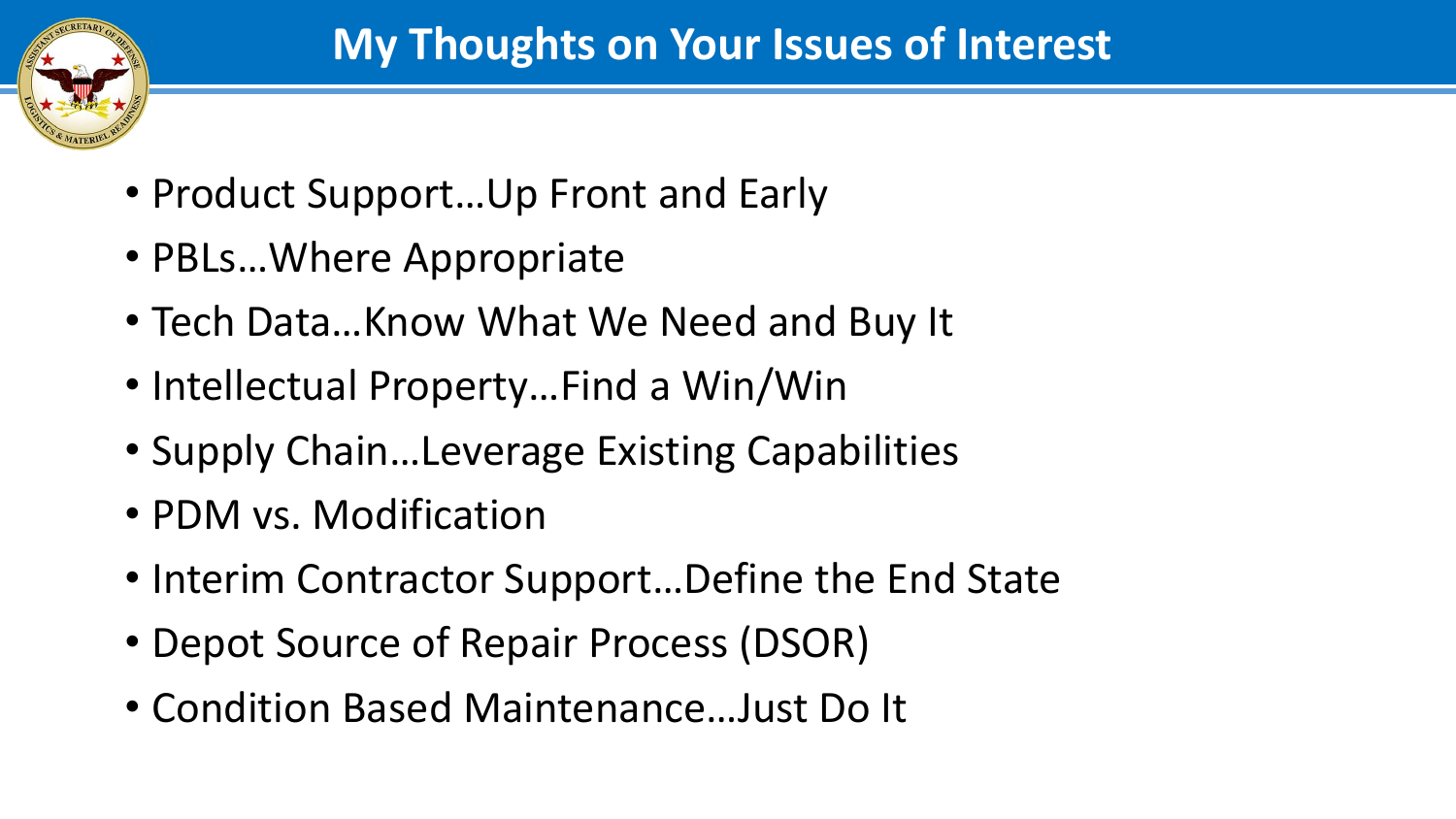# My Thoughts on Your Issues of Interest

- Product Support…Up Front and Early
- PBLs…Where Appropriate
- Tech Data…Know What We Need and Buy It
- Intellectual Property…Find a Win/Win
- Supply Chain…Leverage Existing Capabilities
- PDM vs. Modification
- Interim Contractor Support…Define the End State
- Depot Source of Repair Process (DSOR)
- Condition Based Maintenance…Just Do It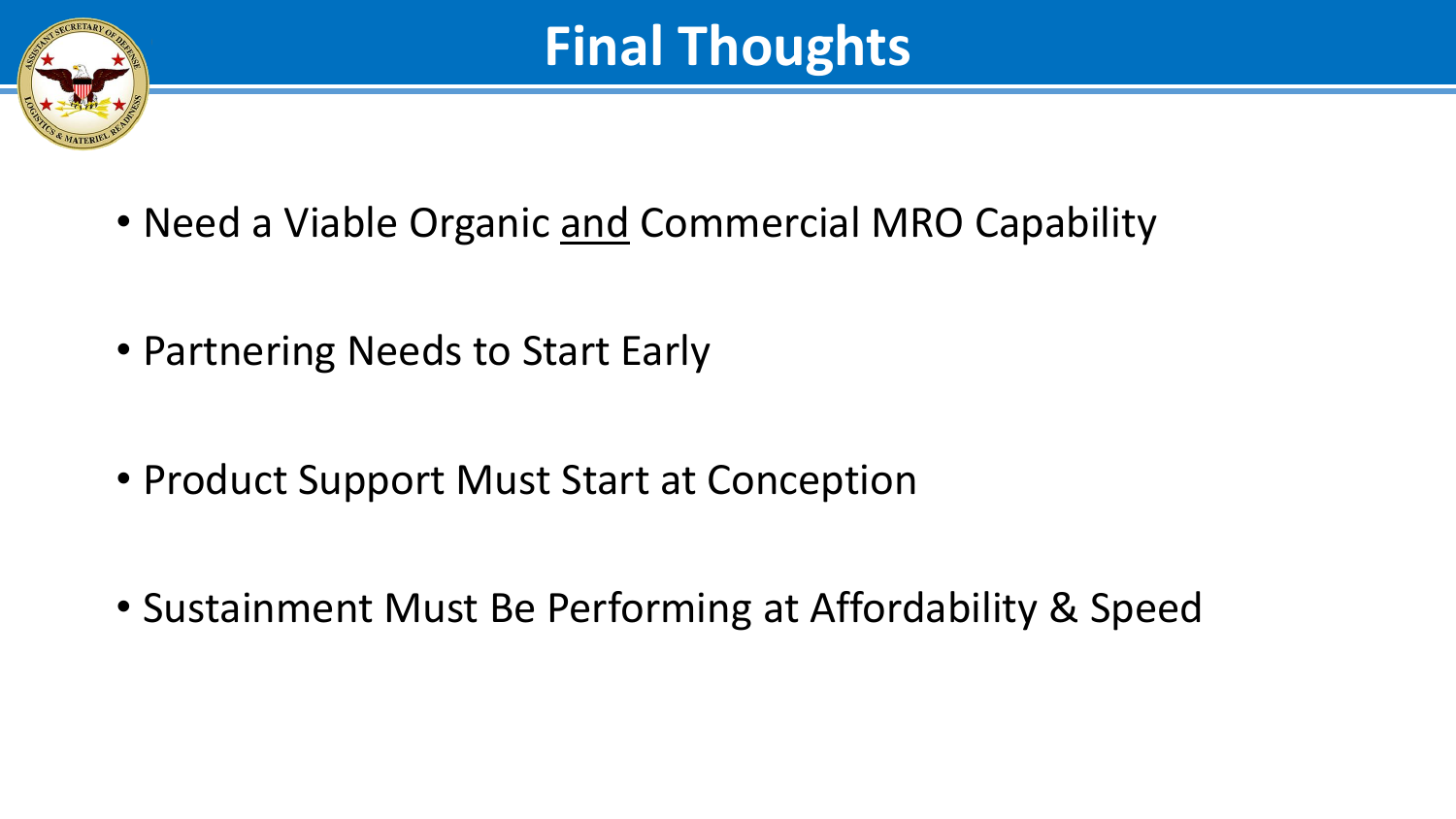# Final Thoughts

- Need a Viable Organic <u>and</u> Commercial MRO Capability
- Partnering Needs to Start Early
- Product Support Must Start at Conception
- Sustainment Must Be Performing at Affordability & Speed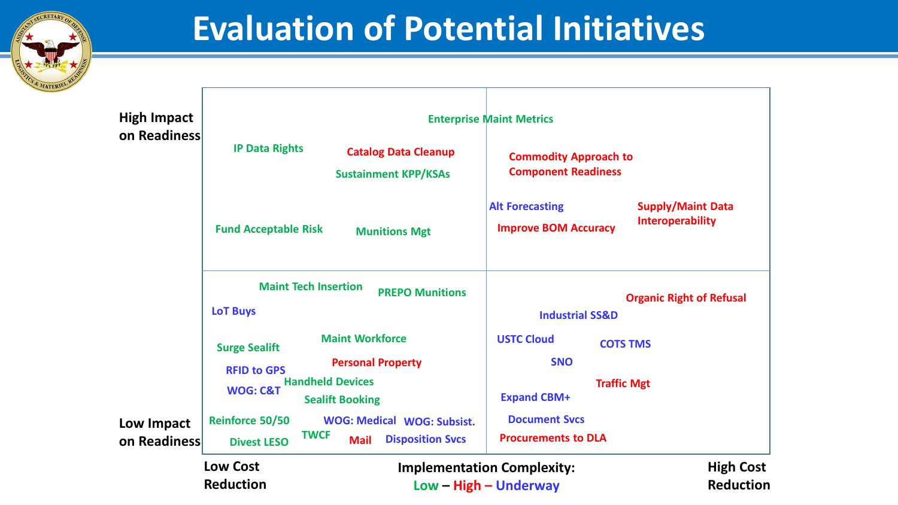# Evaluation of Potential Initiatives

**Vertical axis:** High Impact on Readiness (top) – Low Impact on Readiness (bottom)

**Horizontal axis:** Low Cost Reduction (left) – High Cost Reduction (right)

**Implementation Complexity:** Low – High – Underway

| | Low Cost Reduction | High Cost Reduction |
|---|---|---|
| **High Impact on Readiness** | IP Data Rights (Low); Catalog Data Cleanup (High); Sustainment KPP/KSAs (Low); Fund Acceptable Risk (Low); Munitions Mgt (Low) | Commodity Approach to Component Readiness (High); Alt Forecasting (Underway); Improve BOM Accuracy (High); Supply/Maint Data Interoperability (High) |
| **Low Impact on Readiness** | Maint Tech Insertion (Low); PREPO Munitions (Low); LoT Buys (Underway); Surge Sealift (Low); Maint Workforce (Low); Personal Property (High); RFID to GPS (Underway); Handheld Devices (Low); WOG: C&T (Underway); Sealift Booking (Low); Reinforce 50/50 (Low); WOG: Medical (Underway); WOG: Subsist. (Underway); TWCF (Low); Divest LESO (Low); Mail (High); Disposition Svcs (Underway) | Organic Right of Refusal (High); Industrial SS&D (Underway); USTC Cloud (Underway); COTS TMS (Underway); SNO (Underway); Traffic Mgt (High); Expand CBM+ (Underway); Document Svcs (Underway); Procurements to DLA (High) |

Spanning both High Impact columns: Enterprise Maint Metrics (Low)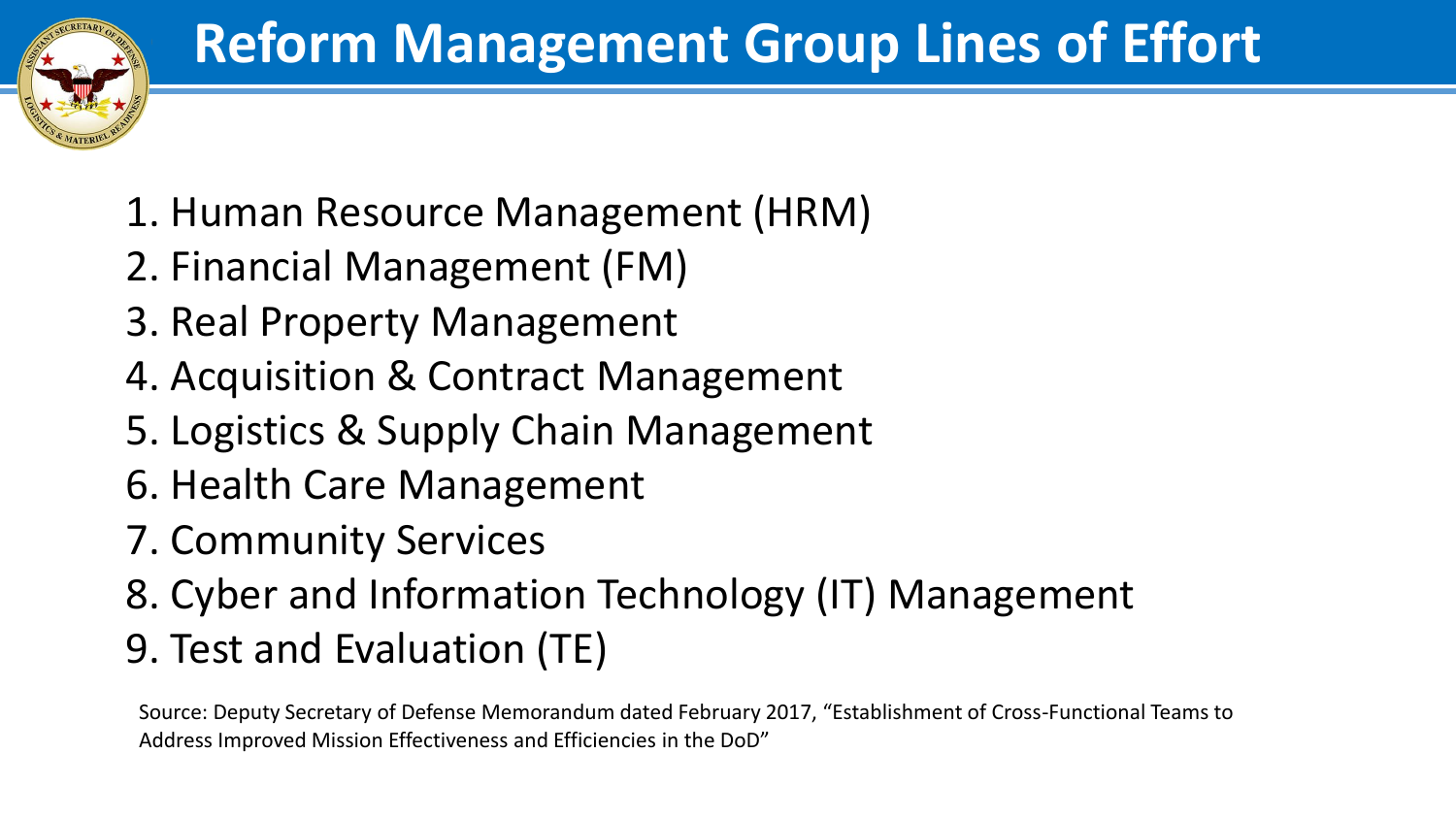# Reform Management Group Lines of Effort

1. Human Resource Management (HRM)
2. Financial Management (FM)
3. Real Property Management
4. Acquisition & Contract Management
5. Logistics & Supply Chain Management
6. Health Care Management
7. Community Services
8. Cyber and Information Technology (IT) Management
9. Test and Evaluation (TE)

Source: Deputy Secretary of Defense Memorandum dated February 2017, "Establishment of Cross-Functional Teams to Address Improved Mission Effectiveness and Efficiencies in the DoD"